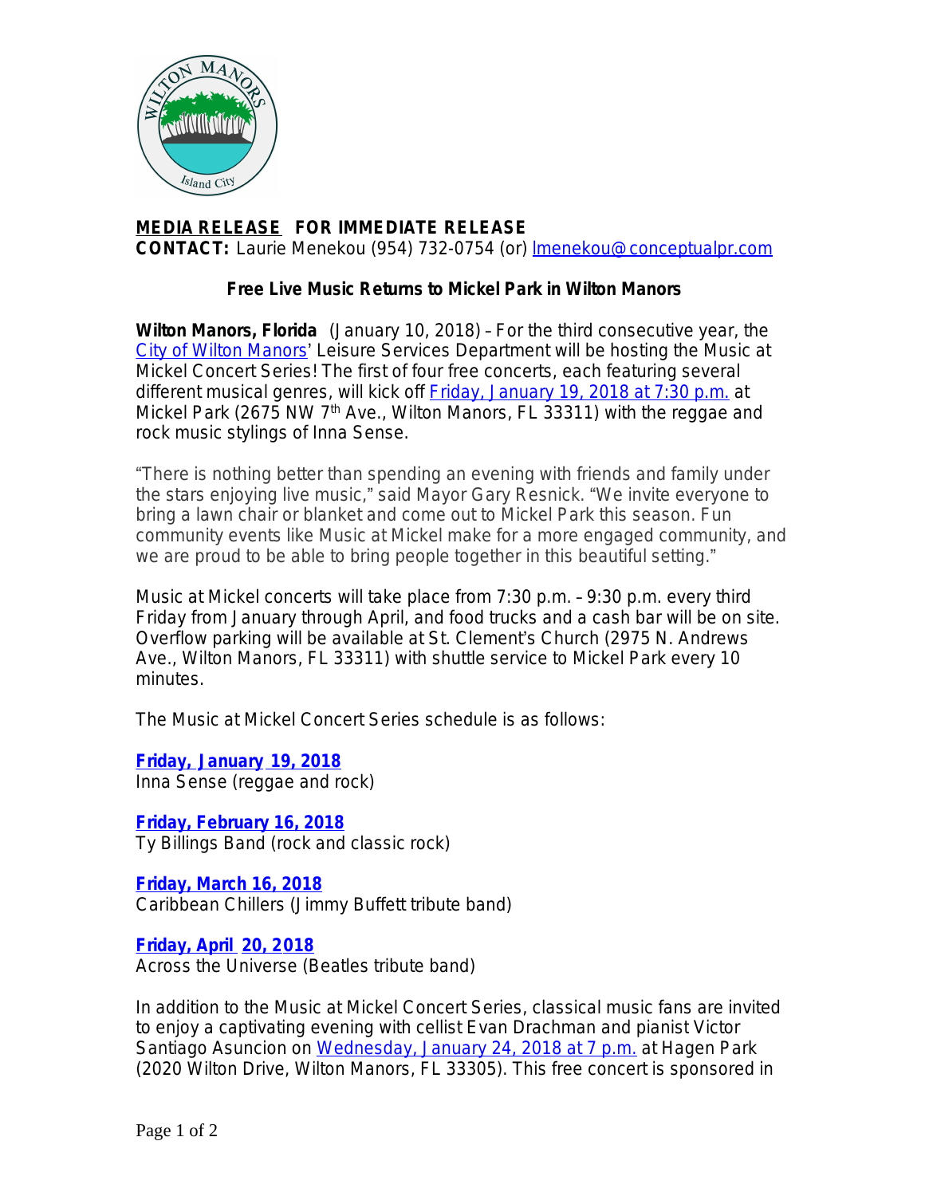**MEDIA RELEASE** **FOR IMMEDIATE RELEASE**
**CONTACT:** Laurie Menekou (954) 732-0754 (or) lmenekou@conceptualpr.com

## Free Live Music Returns to Mickel Park in Wilton Manors

**Wilton Manors, Florida** (January 10, 2018) – For the third consecutive year, the City of Wilton Manors' Leisure Services Department will be hosting the Music at Mickel Concert Series! The first of four free concerts, each featuring several different musical genres, will kick off Friday, January 19, 2018 at 7:30 p.m. at Mickel Park (2675 NW 7th Ave., Wilton Manors, FL 33311) with the reggae and rock music stylings of Inna Sense.

"There is nothing better than spending an evening with friends and family under the stars enjoying live music," said Mayor Gary Resnick. "We invite everyone to bring a lawn chair or blanket and come out to Mickel Park this season. Fun community events like Music at Mickel make for a more engaged community, and we are proud to be able to bring people together in this beautiful setting."

Music at Mickel concerts will take place from 7:30 p.m. – 9:30 p.m. every third Friday from January through April, and food trucks and a cash bar will be on site. Overflow parking will be available at St. Clement's Church (2975 N. Andrews Ave., Wilton Manors, FL 33311) with shuttle service to Mickel Park every 10 minutes.

The Music at Mickel Concert Series schedule is as follows:

**Friday, January 19, 2018**
Inna Sense (reggae and rock)

**Friday, February 16, 2018**
Ty Billings Band (rock and classic rock)

**Friday, March 16, 2018**
Caribbean Chillers (Jimmy Buffett tribute band)

**Friday, April 20, 2018**
Across the Universe (Beatles tribute band)

In addition to the Music at Mickel Concert Series, classical music fans are invited to enjoy a captivating evening with cellist Evan Drachman and pianist Victor Santiago Asuncion on Wednesday, January 24, 2018 at 7 p.m. at Hagen Park (2020 Wilton Drive, Wilton Manors, FL 33305). This free concert is sponsored in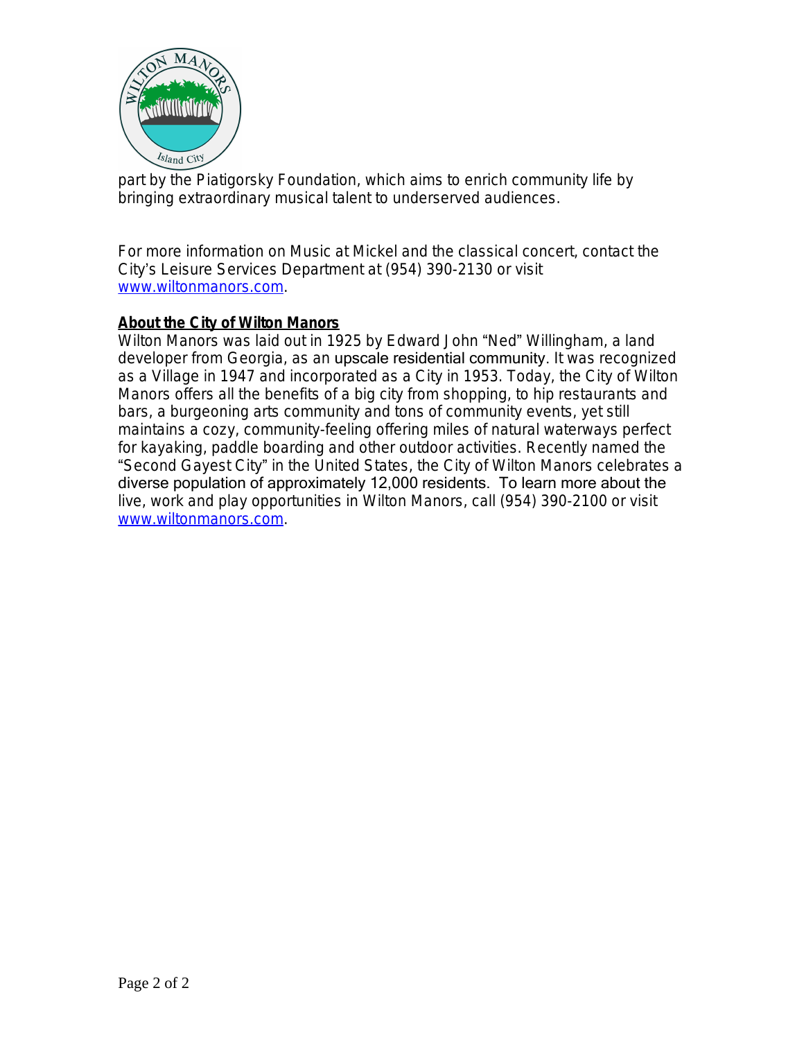part by the Piatigorsky Foundation, which aims to enrich community life by bringing extraordinary musical talent to underserved audiences.

For more information on Music at Mickel and the classical concert, contact the City's Leisure Services Department at (954) 390-2130 or visit www.wiltonmanors.com.

**About the City of Wilton Manors**

Wilton Manors was laid out in 1925 by Edward John "Ned" Willingham, a land developer from Georgia, as an upscale residential community. It was recognized as a Village in 1947 and incorporated as a City in 1953. Today, the City of Wilton Manors offers all the benefits of a big city from shopping, to hip restaurants and bars, a burgeoning arts community and tons of community events, yet still maintains a cozy, community-feeling offering miles of natural waterways perfect for kayaking, paddle boarding and other outdoor activities. Recently named the "Second Gayest City" in the United States, the City of Wilton Manors celebrates a diverse population of approximately 12,000 residents. To learn more about the live, work and play opportunities in Wilton Manors, call (954) 390-2100 or visit www.wiltonmanors.com.